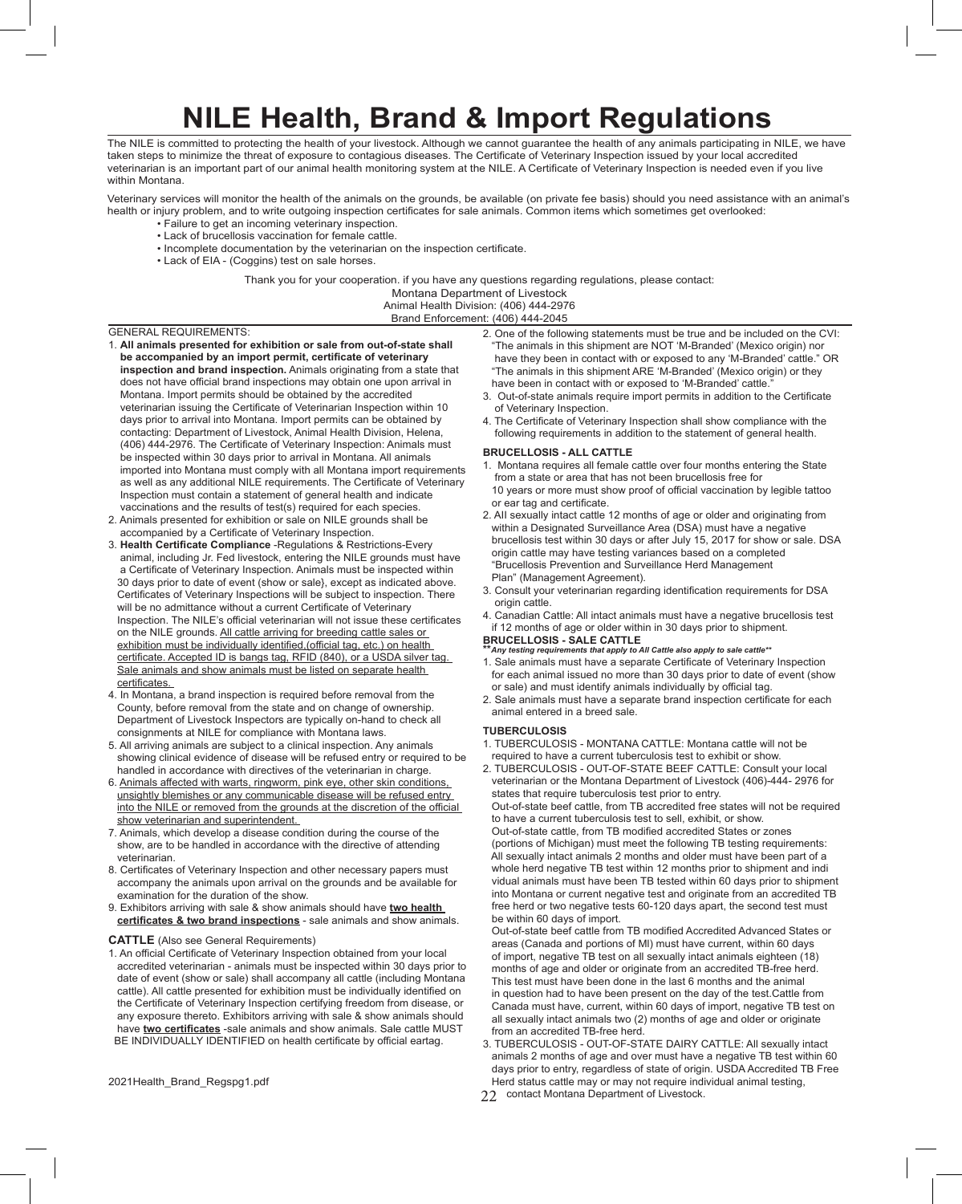# NILE Health, Brand & Import Regulations

The NILE is committed to protecting the health of your livestock. Although we cannot guarantee the health of any animals participating in NILE, we have taken steps to minimize the threat of exposure to contagious diseases. The Certificate of Veterinary Inspection issued by your local accredited veterinarian is an important part of our animal health monitoring system at the NILE. A Certificate of Veterinary Inspection is needed even if you live within Montana.

Veterinary services will monitor the health of the animals on the grounds, be available (on private fee basis) should you need assistance with an animal's health or injury problem, and to write outgoing inspection certificates for sale animals. Common items which sometimes get overlooked:

- Failure to get an incoming veterinary inspection.
- Lack of brucellosis vaccination for female cattle.
- Incomplete documentation by the veterinarian on the inspection certificate.
- Lack of EIA - (Coggins) test on sale horses.

Thank you for your cooperation. if you have any questions regarding regulations, please contact:
Montana Department of Livestock
Animal Health Division: (406) 444-2976
Brand Enforcement: (406) 444-2045

GENERAL REQUIREMENTS:

1. **All animals presented for exhibition or sale from out-of-state shall be accompanied by an import permit, certificate of veterinary inspection and brand inspection.** Animals originating from a state that does not have official brand inspections may obtain one upon arrival in Montana. Import permits should be obtained by the accredited veterinarian issuing the Certificate of Veterinarian Inspection within 10 days prior to arrival into Montana. Import permits can be obtained by contacting: Department of Livestock, Animal Health Division, Helena, (406) 444-2976. The Certificate of Veterinary Inspection: Animals must be inspected within 30 days prior to arrival in Montana. All animals imported into Montana must comply with all Montana import requirements as well as any additional NILE requirements. The Certificate of Veterinary Inspection must contain a statement of general health and indicate vaccinations and the results of test(s) required for each species.
2. Animals presented for exhibition or sale on NILE grounds shall be accompanied by a Certificate of Veterinary Inspection.
3. **Health Certificate Compliance** -Regulations & Restrictions-Every animal, including Jr. Fed livestock, entering the NILE grounds must have a Certificate of Veterinary Inspection. Animals must be inspected within 30 days prior to date of event (show or sale}, except as indicated above. Certificates of Veterinary Inspections will be subject to inspection. There will be no admittance without a current Certificate of Veterinary Inspection. The NILE's official veterinarian will not issue these certificates on the NILE grounds. All cattle arriving for breeding cattle sales or exhibition must be individually identified,(official tag, etc.) on health certificate. Accepted ID is bangs tag, RFID (840), or a USDA silver tag. Sale animals and show animals must be listed on separate health certificates.
4. In Montana, a brand inspection is required before removal from the County, before removal from the state and on change of ownership. Department of Livestock Inspectors are typically on-hand to check all consignments at NILE for compliance with Montana laws.
5. All arriving animals are subject to a clinical inspection. Any animals showing clinical evidence of disease will be refused entry or required to be handled in accordance with directives of the veterinarian in charge.
6. Animals affected with warts, ringworm, pink eye, other skin conditions, unsightly blemishes or any communicable disease will be refused entry into the NILE or removed from the grounds at the discretion of the official show veterinarian and superintendent.
7. Animals, which develop a disease condition during the course of the show, are to be handled in accordance with the directive of attending veterinarian.
8. Certificates of Veterinary Inspection and other necessary papers must accompany the animals upon arrival on the grounds and be available for examination for the duration of the show.
9. Exhibitors arriving with sale & show animals should have **two health certificates & two brand inspections** - sale animals and show animals.

### CATTLE (Also see General Requirements)

1. An official Certificate of Veterinary Inspection obtained from your local accredited veterinarian - animals must be inspected within 30 days prior to date of event (show or sale) shall accompany all cattle (including Montana cattle). All cattle presented for exhibition must be individually identified on the Certificate of Veterinary Inspection certifying freedom from disease, or any exposure thereto. Exhibitors arriving with sale & show animals should have **two certificates** -sale animals and show animals. Sale cattle MUST BE INDIVIDUALLY IDENTIFIED on health certificate by official eartag.
2. One of the following statements must be true and be included on the CVI: "The animals in this shipment are NOT 'M-Branded' (Mexico origin) nor have they been in contact with or exposed to any 'M-Branded' cattle." OR "The animals in this shipment ARE 'M-Branded' (Mexico origin) or they have been in contact with or exposed to 'M-Branded' cattle."
3. Out-of-state animals require import permits in addition to the Certificate of Veterinary Inspection.
4. The Certificate of Veterinary Inspection shall show compliance with the following requirements in addition to the statement of general health.

#### BRUCELLOSIS - ALL CATTLE

1. Montana requires all female cattle over four months entering the State from a state or area that has not been brucellosis free for 10 years or more must show proof of official vaccination by legible tattoo or ear tag and certificate.
2. All sexually intact cattle 12 months of age or older and originating from within a Designated Surveillance Area (DSA) must have a negative brucellosis test within 30 days or after July 15, 2017 for show or sale. DSA origin cattle may have testing variances based on a completed "Brucellosis Prevention and Surveillance Herd Management Plan" (Management Agreement).
3. Consult your veterinarian regarding identification requirements for DSA origin cattle.
4. Canadian Cattle: All intact animals must have a negative brucellosis test if 12 months of age or older within in 30 days prior to shipment.

#### BRUCELLOSIS - SALE CATTLE

***Any testing requirements that apply to All Cattle also apply to sale cattle***

1. Sale animals must have a separate Certificate of Veterinary Inspection for each animal issued no more than 30 days prior to date of event (show or sale) and must identify animals individually by official tag.
2. Sale animals must have a separate brand inspection certificate for each animal entered in a breed sale.

#### TUBERCULOSIS

1. TUBERCULOSIS - MONTANA CATTLE: Montana cattle will not be required to have a current tuberculosis test to exhibit or show.
2. TUBERCULOSIS - OUT-OF-STATE BEEF CATTLE: Consult your local veterinarian or the Montana Department of Livestock (406)-444- 2976 for states that require tuberculosis test prior to entry.
   Out-of-state beef cattle, from TB accredited free states will not be required to have a current tuberculosis test to sell, exhibit, or show.
   Out-of-state cattle, from TB modified accredited States or zones (portions of Michigan) must meet the following TB testing requirements: All sexually intact animals 2 months and older must have been part of a whole herd negative TB test within 12 months prior to shipment and indi vidual animals must have been TB tested within 60 days prior to shipment into Montana or current negative test and originate from an accredited TB free herd or two negative tests 60-120 days apart, the second test must be within 60 days of import.
   Out-of-state beef cattle from TB modified Accredited Advanced States or areas (Canada and portions of MI) must have current, within 60 days of import, negative TB test on all sexually intact animals eighteen (18) months of age and older or originate from an accredited TB-free herd. This test must have been done in the last 6 months and the animal in question had to have been present on the day of the test.Cattle from Canada must have, current, within 60 days of import, negative TB test on all sexually intact animals two (2) months of age and older or originate from an accredited TB-free herd.
3. TUBERCULOSIS - OUT-OF-STATE DAIRY CATTLE: All sexually intact animals 2 months of age and over must have a negative TB test within 60 days prior to entry, regardless of state of origin. USDA Accredited TB Free Herd status cattle may or may not require individual animal testing, contact Montana Department of Livestock.

2021Health_Brand_Regspg1.pdf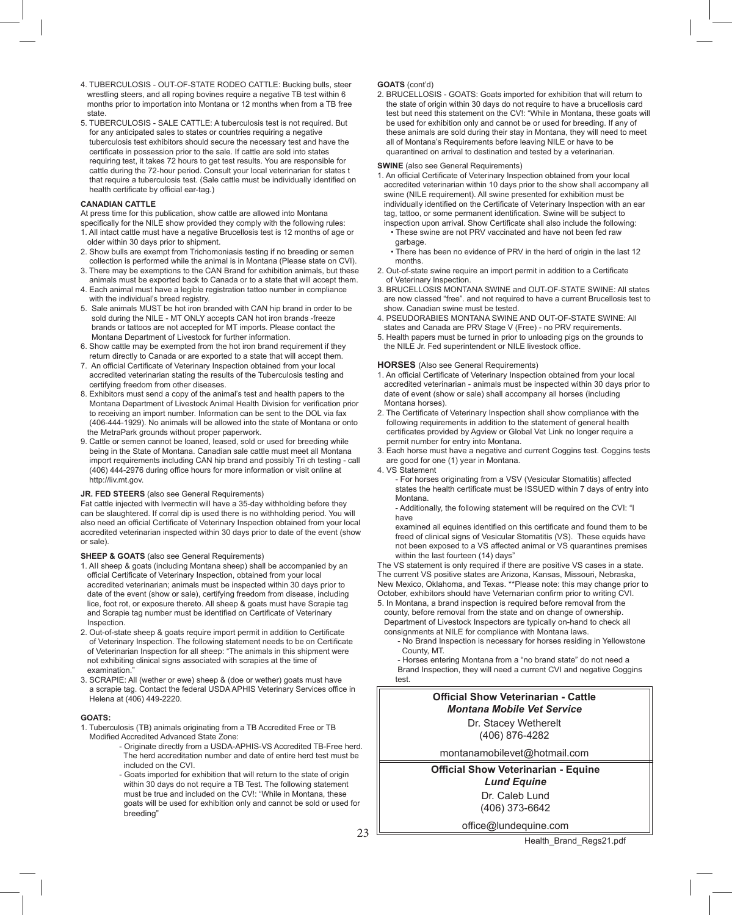4. TUBERCULOSIS - OUT-OF-STATE RODEO CATTLE: Bucking bulls, steer wrestling steers, and all roping bovines require a negative TB test within 6 months prior to importation into Montana or 12 months when from a TB free state.
5. TUBERCULOSIS - SALE CATTLE: A tuberculosis test is not required. But for any anticipated sales to states or countries requiring a negative tuberculosis test exhibitors should secure the necessary test and have the certificate in possession prior to the sale. If cattle are sold into states requiring test, it takes 72 hours to get test results. You are responsible for cattle during the 72-hour period. Consult your local veterinarian for states t that require a tuberculosis test. (Sale cattle must be individually identified on health certificate by official ear-tag.)

**CANADIAN CATTLE**

At press time for this publication, show cattle are allowed into Montana specifically for the NILE show provided they comply with the following rules:

1. All intact cattle must have a negative Brucellosis test is 12 months of age or older within 30 days prior to shipment.
2. Show bulls are exempt from Trichomoniasis testing if no breeding or semen collection is performed while the animal is in Montana (Please state on CVI).
3. There may be exemptions to the CAN Brand for exhibition animals, but these animals must be exported back to Canada or to a state that will accept them.
4. Each animal must have a legible registration tattoo number in compliance with the individual's breed registry.
5. Sale animals MUST be hot iron branded with CAN hip brand in order to be sold during the NILE - MT ONLY accepts CAN hot iron brands -freeze brands or tattoos are not accepted for MT imports. Please contact the Montana Department of Livestock for further information.
6. Show cattle may be exempted from the hot iron brand requirement if they return directly to Canada or are exported to a state that will accept them.
7. An official Certificate of Veterinary Inspection obtained from your local accredited veterinarian stating the results of the Tuberculosis testing and certifying freedom from other diseases.
8. Exhibitors must send a copy of the animal's test and health papers to the Montana Department of Livestock Animal Health Division for verification prior to receiving an import number. Information can be sent to the DOL via fax (406-444-1929). No animals will be allowed into the state of Montana or onto the MetraPark grounds without proper paperwork.
9. Cattle or semen cannot be loaned, leased, sold or used for breeding while being in the State of Montana. Canadian sale cattle must meet all Montana import requirements including CAN hip brand and possibly Tri ch testing - call (406) 444-2976 during office hours for more information or visit online at http://liv.mt.gov.

**JR. FED STEERS** (also see General Requirements)

Fat cattle injected with Ivermectin will have a 35-day withholding before they can be slaughtered. If corral dip is used there is no withholding period. You will also need an official Certificate of Veterinary Inspection obtained from your local accredited veterinarian inspected within 30 days prior to date of the event (show or sale).

**SHEEP & GOATS** (also see General Requirements)

1. All sheep & goats (including Montana sheep) shall be accompanied by an official Certificate of Veterinary Inspection, obtained from your local accredited veterinarian; animals must be inspected within 30 days prior to date of the event (show or sale), certifying freedom from disease, including lice, foot rot, or exposure thereto. All sheep & goats must have Scrapie tag and Scrapie tag number must be identified on Certificate of Veterinary Inspection.
2. Out-of-state sheep & goats require import permit in addition to Certificate of Veterinarian Inspection. The following statement needs to be on Certificate of Veterinarian Inspection for all sheep: "The animals in this shipment were not exhibiting clinical signs associated with scrapies at the time of examination."
3. SCRAPIE: All (wether or ewe) sheep & (doe or wether) goats must have a scrapie tag. Contact the federal USDA APHIS Veterinary Services office in Helena at (406) 449-2220.

**GOATS:**

1. Tuberculosis (TB) animals originating from a TB Accredited Free or TB Modified Accredited Advanced State Zone:
   - Originate directly from a USDA-APHIS-VS Accredited TB-Free herd. The herd accreditation number and date of entire herd test must be included on the CVI.
   - Goats imported for exhibition that will return to the state of origin within 30 days do not require a TB Test. The following statement must be true and included on the CV!: "While in Montana, these goats will be used for exhibition only and cannot be sold or used for breeding"

**GOATS** (cont'd)

2. BRUCELLOSIS - GOATS: Goats imported for exhibition that will return to the state of origin within 30 days do not require to have a brucellosis card test but need this statement on the CV!: "While in Montana, these goats will be used for exhibition only and cannot be or used for breeding. If any of these animals are sold during their stay in Montana, they will need to meet all of Montana's Requirements before leaving NILE or have to be quarantined on arrival to destination and tested by a veterinarian.

**SWINE** (also see General Requirements)

1. An official Certificate of Veterinary Inspection obtained from your local accredited veterinarian within 10 days prior to the show shall accompany all swine (NILE requirement). All swine presented for exhibition must be individually identified on the Certificate of Veterinary Inspection with an ear tag, tattoo, or some permanent identification. Swine will be subject to inspection upon arrival. Show Certificate shall also include the following:
   - These swine are not PRV vaccinated and have not been fed raw garbage.
   - There has been no evidence of PRV in the herd of origin in the last 12 months.
2. Out-of-state swine require an import permit in addition to a Certificate of Veterinary Inspection.
3. BRUCELLOSIS MONTANA SWINE and OUT-OF-STATE SWINE: All states are now classed "free". and not required to have a current Brucellosis test to show. Canadian swine must be tested.
4. PSEUDORABIES MONTANA SWINE AND OUT-OF-STATE SWINE: All states and Canada are PRV Stage V (Free) - no PRV requirements.
5. Health papers must be turned in prior to unloading pigs on the grounds to the NILE Jr. Fed superintendent or NILE livestock office.

**HORSES** (Also see General Requirements)

1. An official Certificate of Veterinary Inspection obtained from your local accredited veterinarian - animals must be inspected within 30 days prior to date of event (show or sale) shall accompany all horses (including Montana horses).
2. The Certificate of Veterinary Inspection shall show compliance with the following requirements in addition to the statement of general health certificates provided by Agview or Global Vet Link no longer require a permit number for entry into Montana.
3. Each horse must have a negative and current Coggins test. Coggins tests are good for one (1) year in Montana.
4. VS Statement
   - For horses originating from a VSV (Vesicular Stomatitis) affected states the health certificate must be ISSUED within 7 days of entry into Montana.
   - Additionally, the following statement will be required on the CVI: "I have examined all equines identified on this certificate and found them to be freed of clinical signs of Vesicular Stomatitis (VS). These equids have not been exposed to a VS affected animal or VS quarantines premises within the last fourteen (14) days"

The VS statement is only required if there are positive VS cases in a state. The current VS positive states are Arizona, Kansas, Missouri, Nebraska, New Mexico, Oklahoma, and Texas. **Please note: this may change prior to October, exhibitors should have Veternarian confirm prior to writing CVI.

5. In Montana, a brand inspection is required before removal from the county, before removal from the state and on change of ownership. Department of Livestock Inspectors are typically on-hand to check all consignments at NILE for compliance with Montana laws.
   - No Brand Inspection is necessary for horses residing in Yellowstone County, MT.
   - Horses entering Montana from a "no brand state" do not need a Brand Inspection, they will need a current CVI and negative Coggins test.

**Official Show Veterinarian - Cattle**
***Montana Mobile Vet Service***
Dr. Stacey Wetherelt
(406) 876-4282
montanamobilevet@hotmail.com

**Official Show Veterinarian - Equine**
***Lund Equine***
Dr. Caleb Lund
(406) 373-6642
office@lundequine.com

Health_Brand_Regs21.pdf